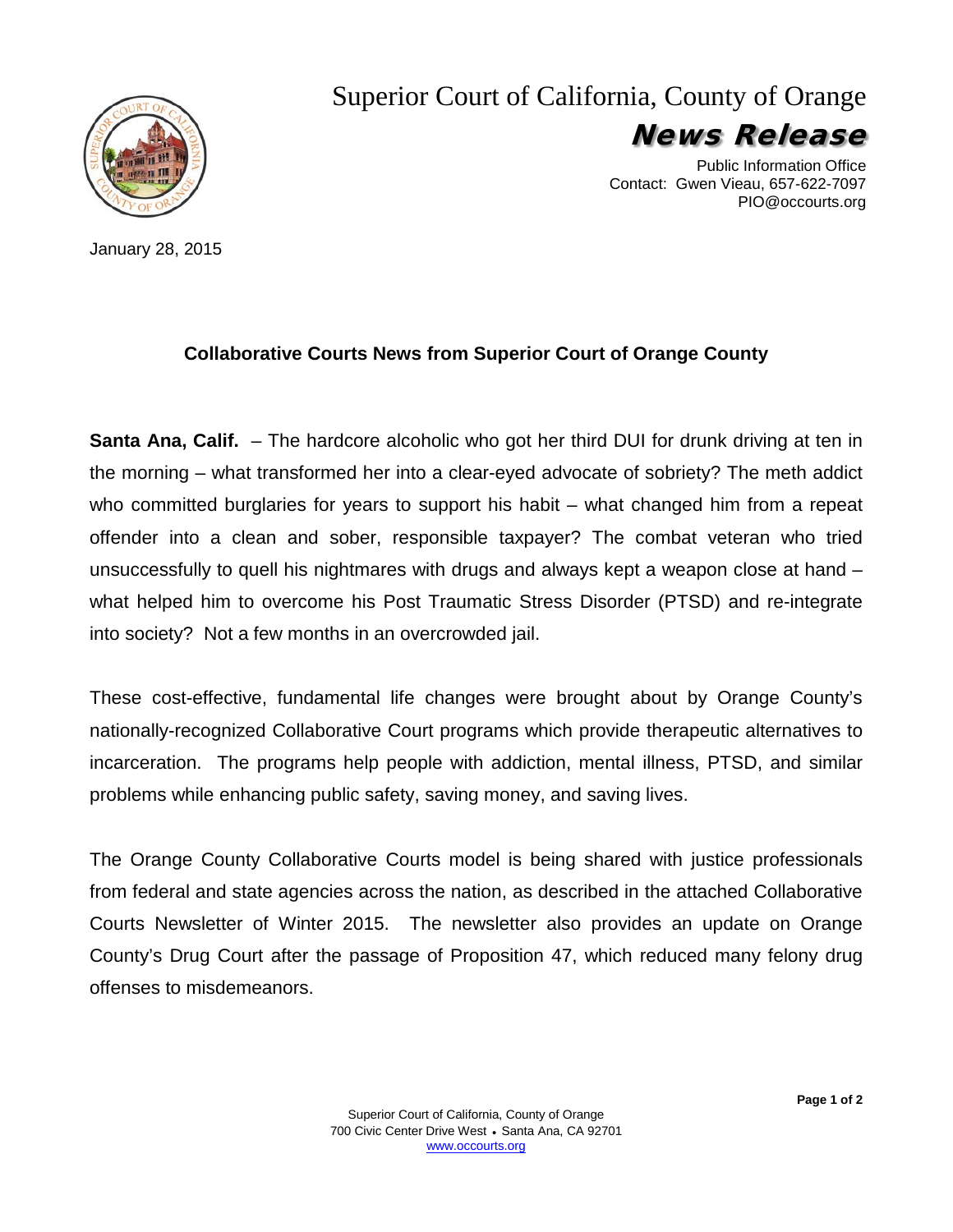# Superior Court of California, County of Orange

## News Release

Public Information Office
Contact: Gwen Vieau, 657-622-7097
PIO@occourts.org

January 28, 2015

### Collaborative Courts News from Superior Court of Orange County

**Santa Ana, Calif.** – The hardcore alcoholic who got her third DUI for drunk driving at ten in the morning – what transformed her into a clear-eyed advocate of sobriety? The meth addict who committed burglaries for years to support his habit – what changed him from a repeat offender into a clean and sober, responsible taxpayer? The combat veteran who tried unsuccessfully to quell his nightmares with drugs and always kept a weapon close at hand – what helped him to overcome his Post Traumatic Stress Disorder (PTSD) and re-integrate into society? Not a few months in an overcrowded jail.

These cost-effective, fundamental life changes were brought about by Orange County's nationally-recognized Collaborative Court programs which provide therapeutic alternatives to incarceration. The programs help people with addiction, mental illness, PTSD, and similar problems while enhancing public safety, saving money, and saving lives.

The Orange County Collaborative Courts model is being shared with justice professionals from federal and state agencies across the nation, as described in the attached Collaborative Courts Newsletter of Winter 2015. The newsletter also provides an update on Orange County's Drug Court after the passage of Proposition 47, which reduced many felony drug offenses to misdemeanors.

Superior Court of California, County of Orange
700 Civic Center Drive West • Santa Ana, CA 92701
www.occourts.org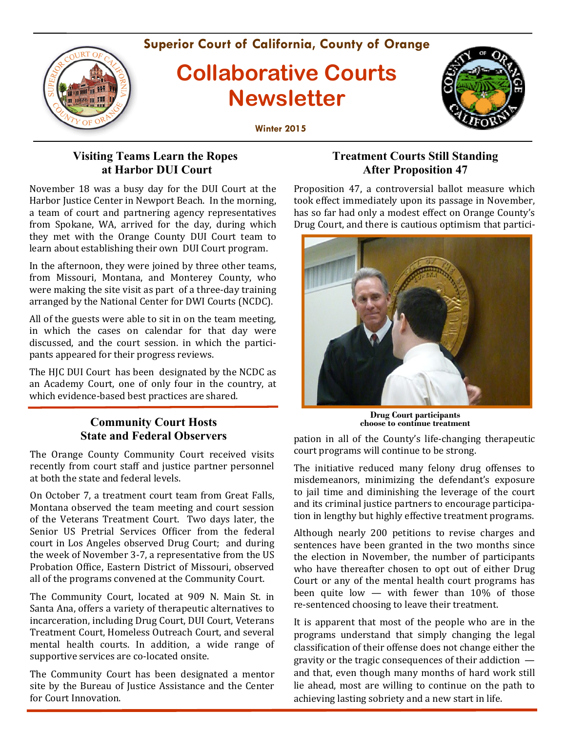Superior Court of California, County of Orange

# Collaborative Courts Newsletter

**Winter 2015**

## Visiting Teams Learn the Ropes at Harbor DUI Court

November 18 was a busy day for the DUI Court at the Harbor Justice Center in Newport Beach. In the morning, a team of court and partnering agency representatives from Spokane, WA, arrived for the day, during which they met with the Orange County DUI Court team to learn about establishing their own DUI Court program.

In the afternoon, they were joined by three other teams, from Missouri, Montana, and Monterey County, who were making the site visit as part of a three-day training arranged by the National Center for DWI Courts (NCDC).

All of the guests were able to sit in on the team meeting, in which the cases on calendar for that day were discussed, and the court session. in which the participants appeared for their progress reviews.

The HJC DUI Court has been designated by the NCDC as an Academy Court, one of only four in the country, at which evidence-based best practices are shared.

## Community Court Hosts State and Federal Observers

The Orange County Community Court received visits recently from court staff and justice partner personnel at both the state and federal levels.

On October 7, a treatment court team from Great Falls, Montana observed the team meeting and court session of the Veterans Treatment Court. Two days later, the Senior US Pretrial Services Officer from the federal court in Los Angeles observed Drug Court; and during the week of November 3-7, a representative from the US Probation Office, Eastern District of Missouri, observed all of the programs convened at the Community Court.

The Community Court, located at 909 N. Main St. in Santa Ana, offers a variety of therapeutic alternatives to incarceration, including Drug Court, DUI Court, Veterans Treatment Court, Homeless Outreach Court, and several mental health courts. In addition, a wide range of supportive services are co-located onsite.

The Community Court has been designated a mentor site by the Bureau of Justice Assistance and the Center for Court Innovation.

## Treatment Courts Still Standing After Proposition 47

Proposition 47, a controversial ballot measure which took effect immediately upon its passage in November, has so far had only a modest effect on Orange County's Drug Court, and there is cautious optimism that participation in all of the County's life-changing therapeutic court programs will continue to be strong.

Drug Court participants choose to continue treatment

The initiative reduced many felony drug offenses to misdemeanors, minimizing the defendant's exposure to jail time and diminishing the leverage of the court and its criminal justice partners to encourage participation in lengthy but highly effective treatment programs.

Although nearly 200 petitions to revise charges and sentences have been granted in the two months since the election in November, the number of participants who have thereafter chosen to opt out of either Drug Court or any of the mental health court programs has been quite low — with fewer than 10% of those re-sentenced choosing to leave their treatment.

It is apparent that most of the people who are in the programs understand that simply changing the legal classification of their offense does not change either the gravity or the tragic consequences of their addiction — and that, even though many months of hard work still lie ahead, most are willing to continue on the path to achieving lasting sobriety and a new start in life.